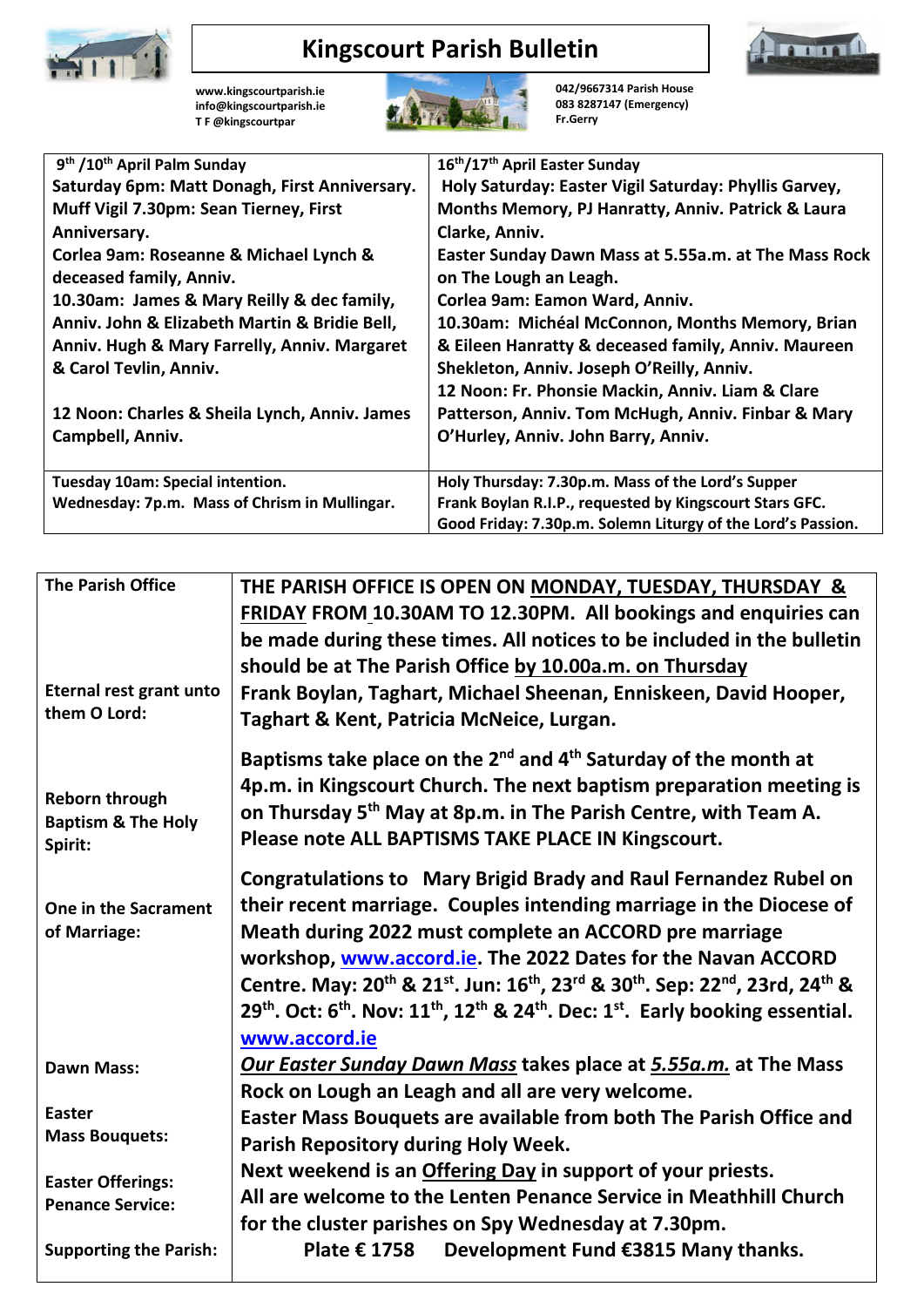# Kingscourt Parish Bulletin

www.kingscourtparish.ie
info@kingscourtparish.ie
T F @kingscourtpar

042/9667314 Parish House
083 8287147 (Emergency)
Fr.Gerry

| 9th /10th April Palm Sunday | 16th/17th April Easter Sunday |
|---|---|
| **Saturday 6pm:** Matt Donagh, First Anniversary.<br>**Muff Vigil 7.30pm:** Sean Tierney, First Anniversary.<br>**Corlea 9am:** Roseanne & Michael Lynch & deceased family, Anniv.<br>**10.30am:** James & Mary Reilly & dec family, Anniv. John & Elizabeth Martin & Bridie Bell, Anniv. Hugh & Mary Farrelly, Anniv. Margaret & Carol Tevlin, Anniv.<br><br>**12 Noon:** Charles & Sheila Lynch, Anniv. James Campbell, Anniv. | **Holy Saturday: Easter Vigil Saturday:** Phyllis Garvey, Months Memory, PJ Hanratty, Anniv. Patrick & Laura Clarke, Anniv.<br>**Easter Sunday Dawn Mass at 5.55a.m. at The Mass Rock on The Lough an Leagh.**<br>**Corlea 9am:** Eamon Ward, Anniv.<br>**10.30am:** Michéal McConnon, Months Memory, Brian & Eileen Hanratty & deceased family, Anniv. Maureen Shekleton, Anniv. Joseph O'Reilly, Anniv.<br>**12 Noon:** Fr. Phonsie Mackin, Anniv. Liam & Clare Patterson, Anniv. Tom McHugh, Anniv. Finbar & Mary O'Hurley, Anniv. John Barry, Anniv. |
| **Tuesday 10am:** Special intention.<br>**Wednesday: 7p.m.** Mass of Chrism in Mullingar. | **Holy Thursday: 7.30p.m.** Mass of the Lord's Supper Frank Boylan R.I.P., requested by Kingscourt Stars GFC.<br>**Good Friday: 7.30p.m.** Solemn Liturgy of the Lord's Passion. |

| | |
|---|---|
| **The Parish Office** | **THE PARISH OFFICE IS OPEN ON MONDAY, TUESDAY, THURSDAY & FRIDAY FROM 10.30AM TO 12.30PM. All bookings and enquiries can be made during these times. All notices to be included in the bulletin should be at The Parish Office by 10.00a.m. on Thursday** |
| **Eternal rest grant unto them O Lord:** | **Frank Boylan, Taghart, Michael Sheenan, Enniskeen, David Hooper, Taghart & Kent, Patricia McNeice, Lurgan.** |
| **Reborn through Baptism & The Holy Spirit:** | **Baptisms take place on the 2nd and 4th Saturday of the month at 4p.m. in Kingscourt Church. The next baptism preparation meeting is on Thursday 5th May at 8p.m. in The Parish Centre, with Team A. Please note ALL BAPTISMS TAKE PLACE IN Kingscourt.** |
| **One in the Sacrament of Marriage:** | **Congratulations to Mary Brigid Brady and Raul Fernandez Rubel on their recent marriage. Couples intending marriage in the Diocese of Meath during 2022 must complete an ACCORD pre marriage workshop, www.accord.ie. The 2022 Dates for the Navan ACCORD Centre. May: 20th & 21st. Jun: 16th, 23rd & 30th. Sep: 22nd, 23rd, 24th & 29th. Oct: 6th. Nov: 11th, 12th & 24th. Dec: 1st. Early booking essential. www.accord.ie** |
| **Dawn Mass:** | ***Our Easter Sunday Dawn Mass* takes place at *5.55a.m.* at The Mass Rock on Lough an Leagh and all are very welcome.** |
| **Easter Mass Bouquets:** | **Easter Mass Bouquets are available from both The Parish Office and Parish Repository during Holy Week.** |
| **Easter Offerings:** | **Next weekend is an Offering Day in support of your priests.** |
| **Penance Service:** | **All are welcome to the Lenten Penance Service in Meathhill Church for the cluster parishes on Spy Wednesday at 7.30pm.** |
| **Supporting the Parish:** | **Plate € 1758 Development Fund €3815 Many thanks.** |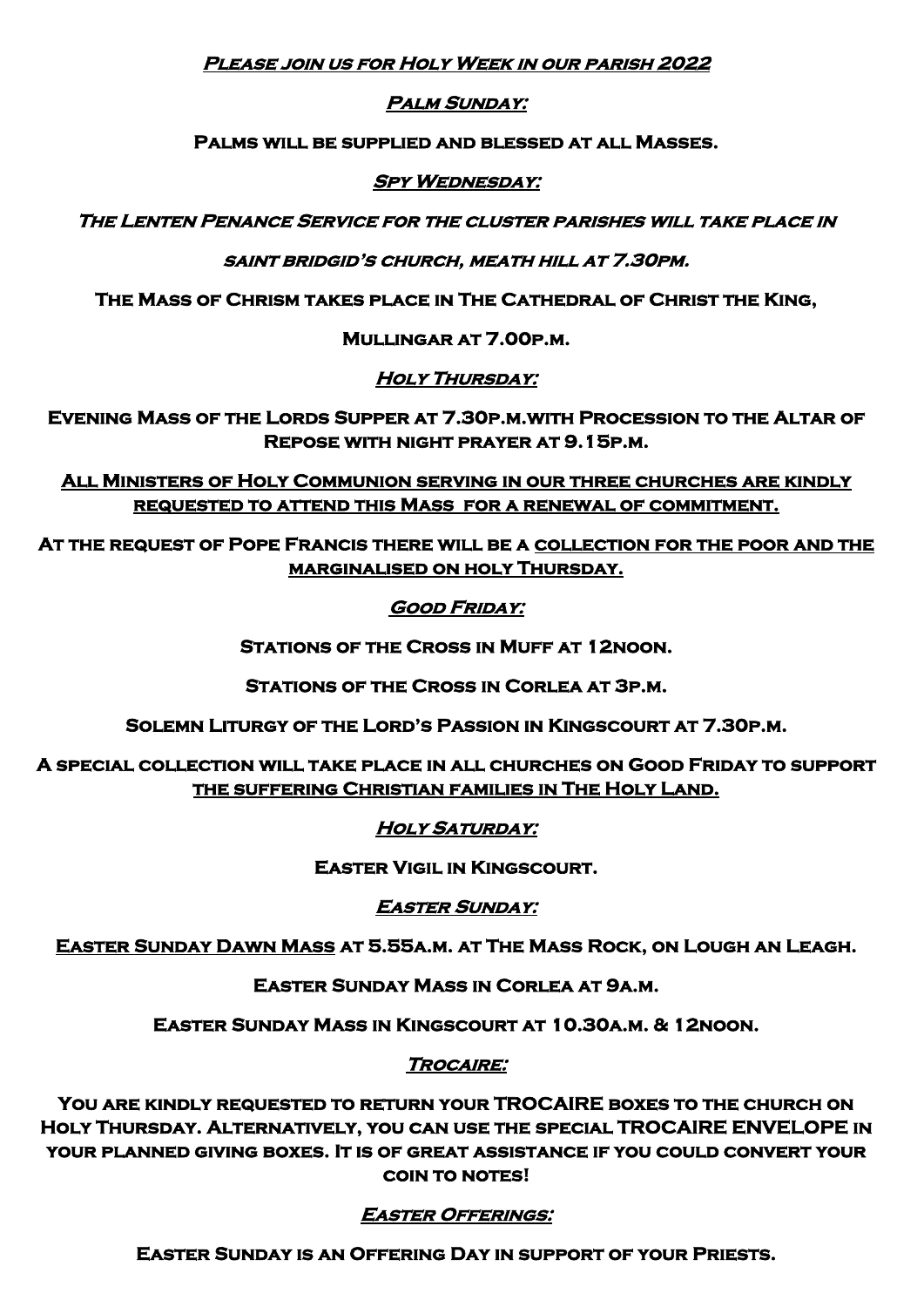***<u>Please join us for Holy Week in our parish 2022</u>***

***<u>Palm Sunday:</u>***

**Palms will be supplied and blessed at all Masses.**

***<u>Spy Wednesday:</u>***

***The Lenten Penance Service for the cluster parishes will take place in***

***saint bridgid's church, meath hill at 7.30pm.***

**The Mass of Chrism takes place in The Cathedral of Christ the King,**

**Mullingar at 7.00p.m.**

***<u>Holy Thursday:</u>***

**Evening Mass of the Lords Supper at 7.30p.m.with Procession to the Altar of Repose with night prayer at 9.15p.m.**

**<u>All Ministers of Holy Communion serving in our three churches are kindly requested to attend this Mass for a renewal of commitment.</u>**

**At the request of Pope Francis there will be a <u>collection for the poor and the marginalised on holy Thursday.</u>**

***<u>Good Friday:</u>***

**Stations of the Cross in Muff at 12noon.**

**Stations of the Cross in Corlea at 3p.m.**

**Solemn Liturgy of the Lord's Passion in Kingscourt at 7.30p.m.**

**A special collection will take place in all churches on Good Friday to support <u>the suffering Christian families in The Holy Land.</u>**

***<u>Holy Saturday:</u>***

**Easter Vigil in Kingscourt.**

***<u>Easter Sunday:</u>***

**<u>Easter Sunday Dawn Mass</u> at 5.55a.m. at The Mass Rock, on Lough an Leagh.**

**Easter Sunday Mass in Corlea at 9a.m.**

**Easter Sunday Mass in Kingscourt at 10.30a.m. & 12noon.**

***<u>Trocaire:</u>***

**You are kindly requested to return your TROCAIRE boxes to the church on Holy Thursday. Alternatively, you can use the special TROCAIRE ENVELOPE in your planned giving boxes. It is of great assistance if you could convert your coin to notes!**

***<u>Easter Offerings:</u>***

**Easter Sunday is an Offering Day in support of your Priests.**